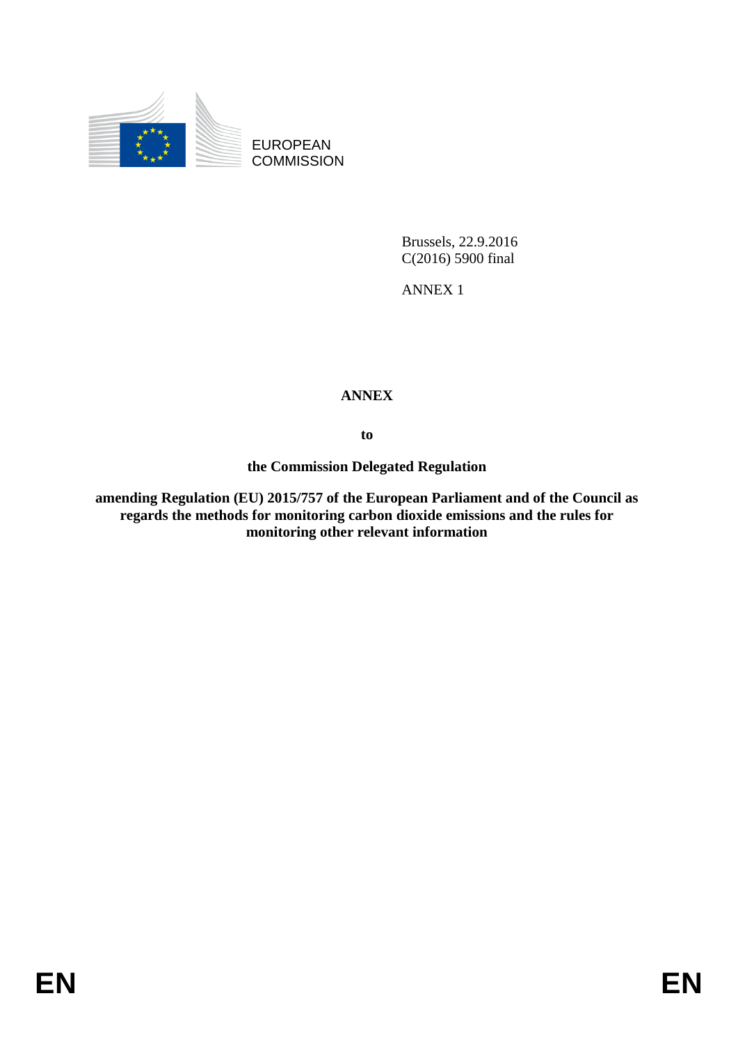EUROPEAN COMMISSION

Brussels, 22.9.2016
C(2016) 5900 final

ANNEX 1

# ANNEX

**to**

**the Commission Delegated Regulation**

**amending Regulation (EU) 2015/757 of the European Parliament and of the Council as regards the methods for monitoring carbon dioxide emissions and the rules for monitoring other relevant information**

EN EN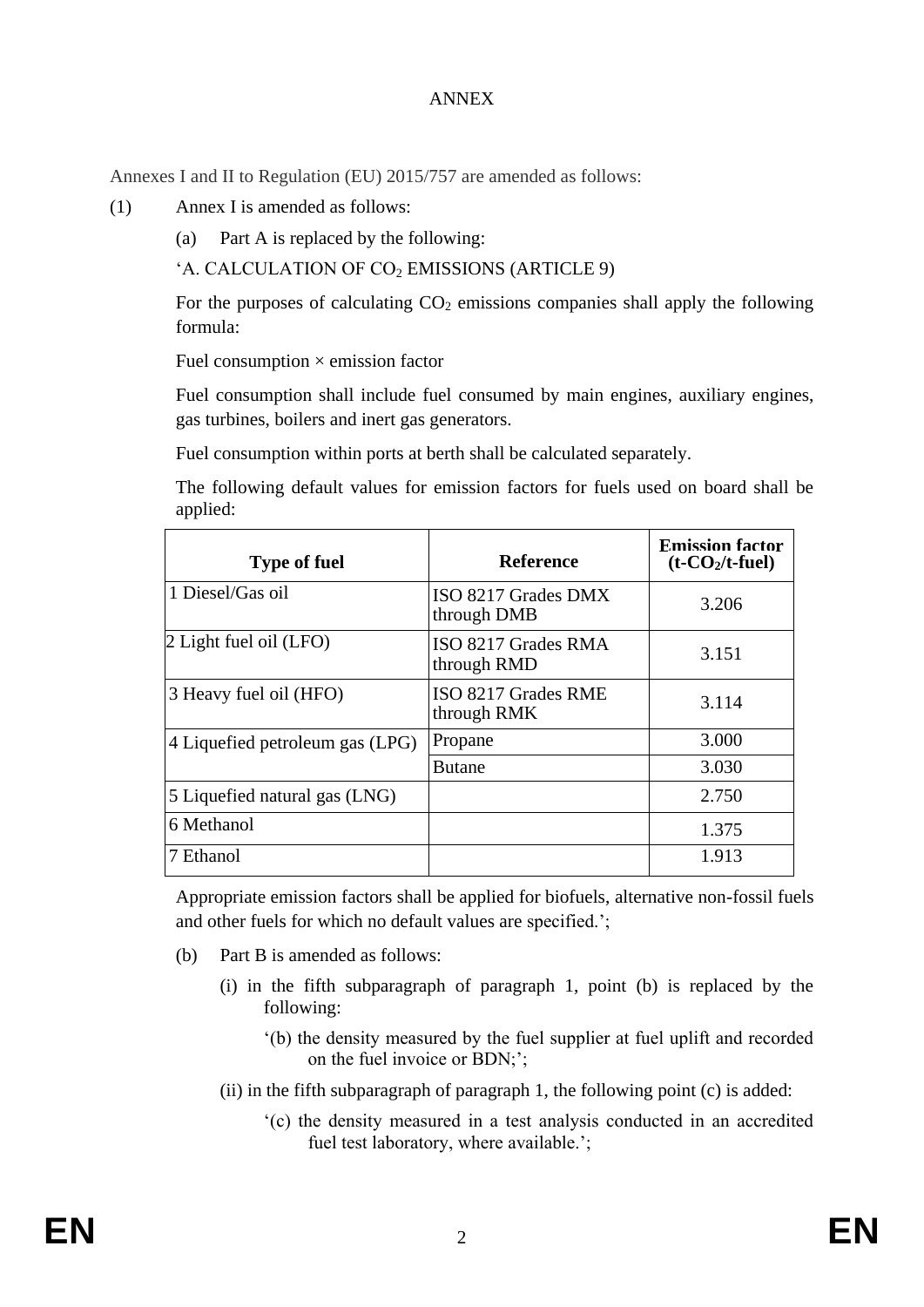ANNEX

Annexes I and II to Regulation (EU) 2015/757 are amended as follows:

(1) Annex I is amended as follows:

(a) Part A is replaced by the following:

'A. CALCULATION OF $CO_2$ EMISSIONS (ARTICLE 9)

For the purposes of calculating $CO_2$ emissions companies shall apply the following formula:

Fuel consumption × emission factor

Fuel consumption shall include fuel consumed by main engines, auxiliary engines, gas turbines, boilers and inert gas generators.

Fuel consumption within ports at berth shall be calculated separately.

The following default values for emission factors for fuels used on board shall be applied:

| **Type of fuel** | **Reference** | **Emission factor ($t\text{-}CO_2/t\text{-}fuel$)** |
|---|---|---|
| 1 Diesel/Gas oil | ISO 8217 Grades DMX through DMB | 3.206 |
| 2 Light fuel oil (LFO) | ISO 8217 Grades RMA through RMD | 3.151 |
| 3 Heavy fuel oil (HFO) | ISO 8217 Grades RME through RMK | 3.114 |
| 4 Liquefied petroleum gas (LPG) | Propane | 3.000 |
| | Butane | 3.030 |
| 5 Liquefied natural gas (LNG) | | 2.750 |
| 6 Methanol | | 1.375 |
| 7 Ethanol | | 1.913 |

Appropriate emission factors shall be applied for biofuels, alternative non-fossil fuels and other fuels for which no default values are specified.';

(b) Part B is amended as follows:

(i) in the fifth subparagraph of paragraph 1, point (b) is replaced by the following:

'(b) the density measured by the fuel supplier at fuel uplift and recorded on the fuel invoice or BDN;';

(ii) in the fifth subparagraph of paragraph 1, the following point (c) is added:

'(c) the density measured in a test analysis conducted in an accredited fuel test laboratory, where available.';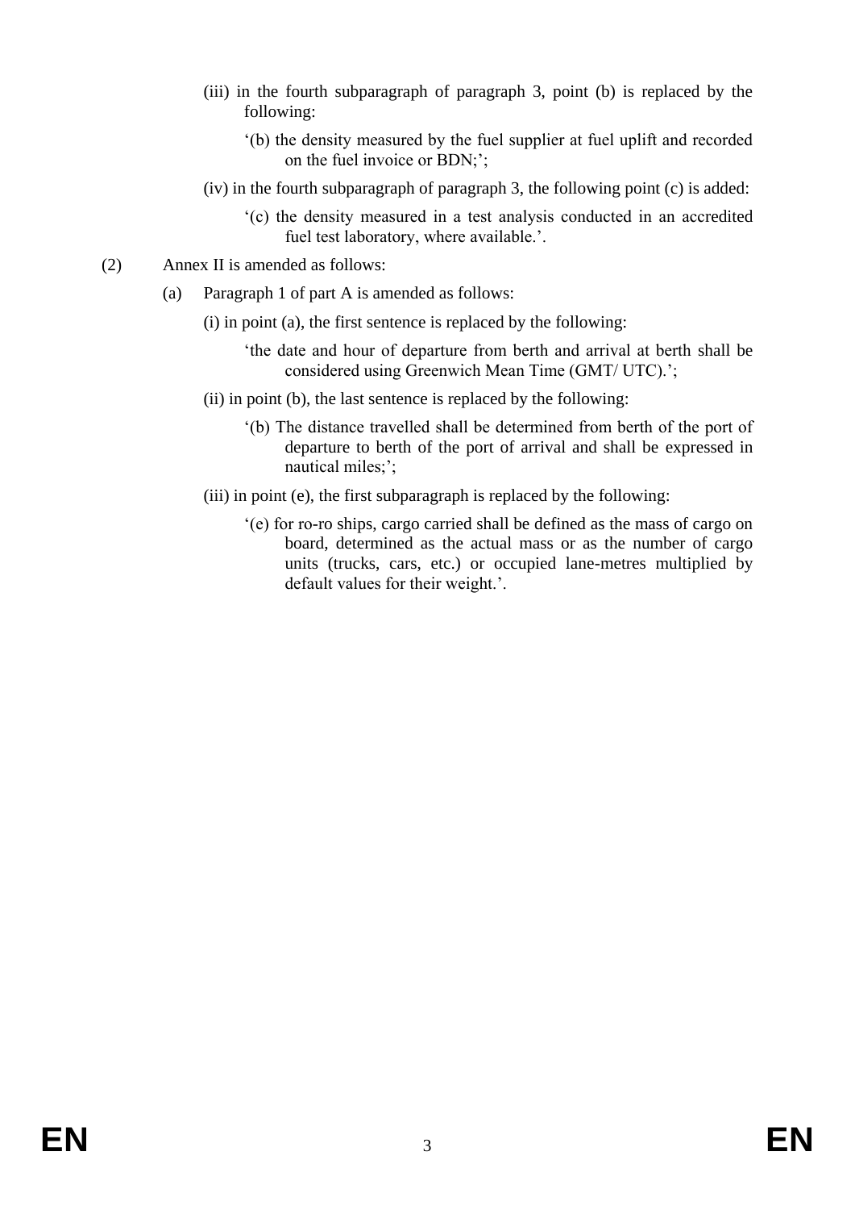(iii) in the fourth subparagraph of paragraph 3, point (b) is replaced by the following:

‘(b) the density measured by the fuel supplier at fuel uplift and recorded on the fuel invoice or BDN;’;

(iv) in the fourth subparagraph of paragraph 3, the following point (c) is added:

‘(c) the density measured in a test analysis conducted in an accredited fuel test laboratory, where available.’.

(2) Annex II is amended as follows:

(a) Paragraph 1 of part A is amended as follows:

(i) in point (a), the first sentence is replaced by the following:

‘the date and hour of departure from berth and arrival at berth shall be considered using Greenwich Mean Time (GMT/ UTC).’;

(ii) in point (b), the last sentence is replaced by the following:

‘(b) The distance travelled shall be determined from berth of the port of departure to berth of the port of arrival and shall be expressed in nautical miles;’;

(iii) in point (e), the first subparagraph is replaced by the following:

‘(e) for ro-ro ships, cargo carried shall be defined as the mass of cargo on board, determined as the actual mass or as the number of cargo units (trucks, cars, etc.) or occupied lane-metres multiplied by default values for their weight.’.